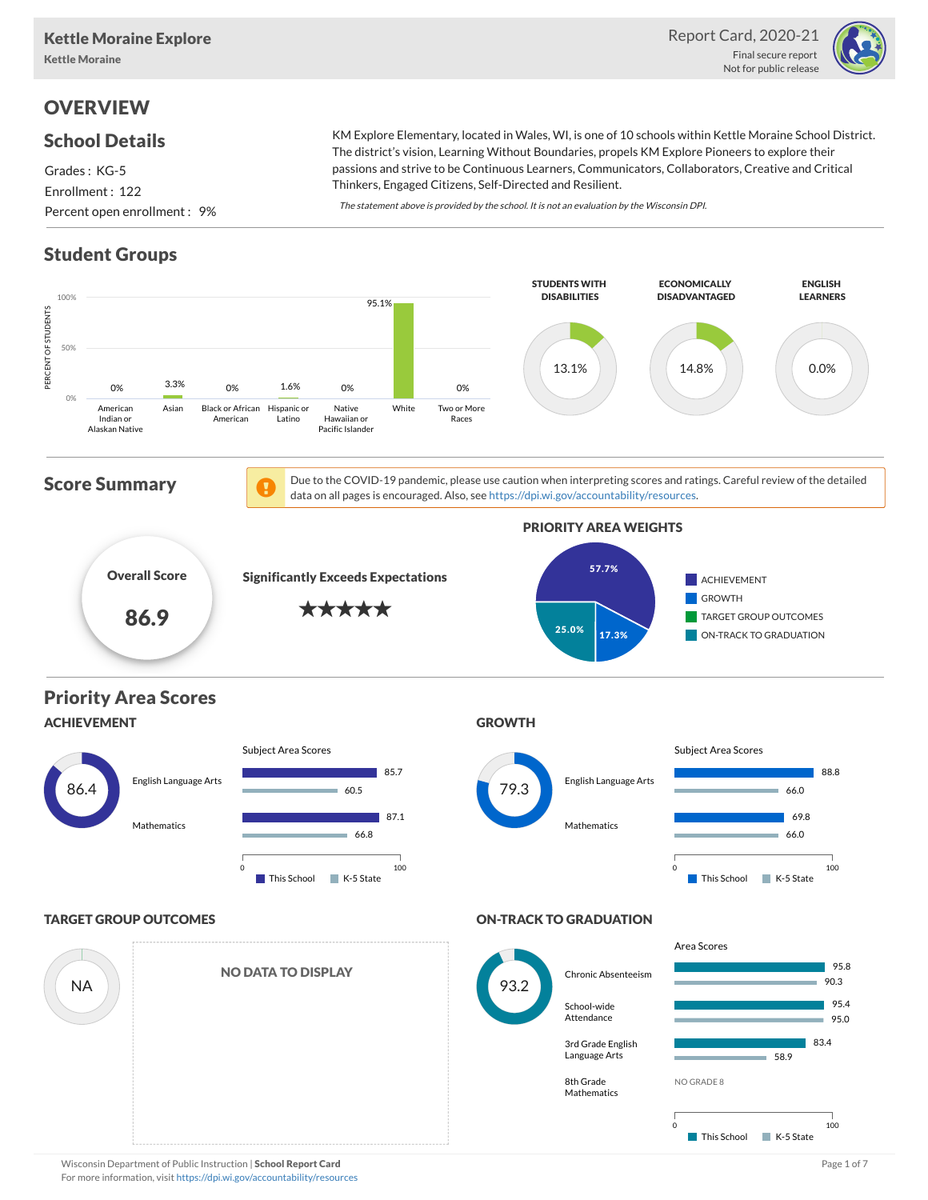# Kettle Moraine Explore

**Kettle Moraine**

Report Card, 2020-21

Final secure report
Not for public release

## OVERVIEW

### School Details

Grades : KG-5

Enrollment : 122

Percent open enrollment : 9%

KM Explore Elementary, located in Wales, WI, is one of 10 schools within Kettle Moraine School District. The district's vision, Learning Without Boundaries, propels KM Explore Pioneers to explore their passions and strive to be Continuous Learners, Communicators, Collaborators, Creative and Critical Thinkers, Engaged Citizens, Self-Directed and Resilient.

*The statement above is provided by the school. It is not an evaluation by the Wisconsin DPI.*

### Student Groups

| Group | Percent of Students |
|---|---|
| American Indian or Alaskan Native | 0% |
| Asian | 3.3% |
| Black or African American | 0% |
| Hispanic or Latino | 1.6% |
| Native Hawaiian or Pacific Islander | 0% |
| White | 95.1% |
| Two or More Races | 0% |

| Students with Disabilities | Economically Disadvantaged | English Learners |
|---|---|---|
| 13.1% | 14.8% | 0.0% |

### Score Summary

Due to the COVID-19 pandemic, please use caution when interpreting scores and ratings. Careful review of the detailed data on all pages is encouraged. Also, see https://dpi.wi.gov/accountability/resources.

**Overall Score: 86.9**

**Significantly Exceeds Expectations** ★★★★★

**PRIORITY AREA WEIGHTS**

| Priority Area | Weight |
|---|---|
| Achievement | 57.7% |
| Growth | 17.3% |
| Target Group Outcomes | |
| On-Track to Graduation | 25.0% |

### Priority Area Scores

#### ACHIEVEMENT

Score: 86.4

| Subject Area | This School | K-5 State |
|---|---|---|
| English Language Arts | 85.7 | 60.5 |
| Mathematics | 87.1 | 66.8 |

#### GROWTH

Score: 79.3

| Subject Area | This School | K-5 State |
|---|---|---|
| English Language Arts | 88.8 | 66.0 |
| Mathematics | 69.8 | 66.0 |

#### TARGET GROUP OUTCOMES

Score: NA

NO DATA TO DISPLAY

#### ON-TRACK TO GRADUATION

Score: 93.2

| Area | This School | K-5 State |
|---|---|---|
| Chronic Absenteeism | 95.8 | 90.3 |
| School-wide Attendance | 95.4 | 95.0 |
| 3rd Grade English Language Arts | 83.4 | 58.9 |
| 8th Grade Mathematics | NO GRADE 8 | |

Wisconsin Department of Public Instruction | **School Report Card**
For more information, visit https://dpi.wi.gov/accountability/resources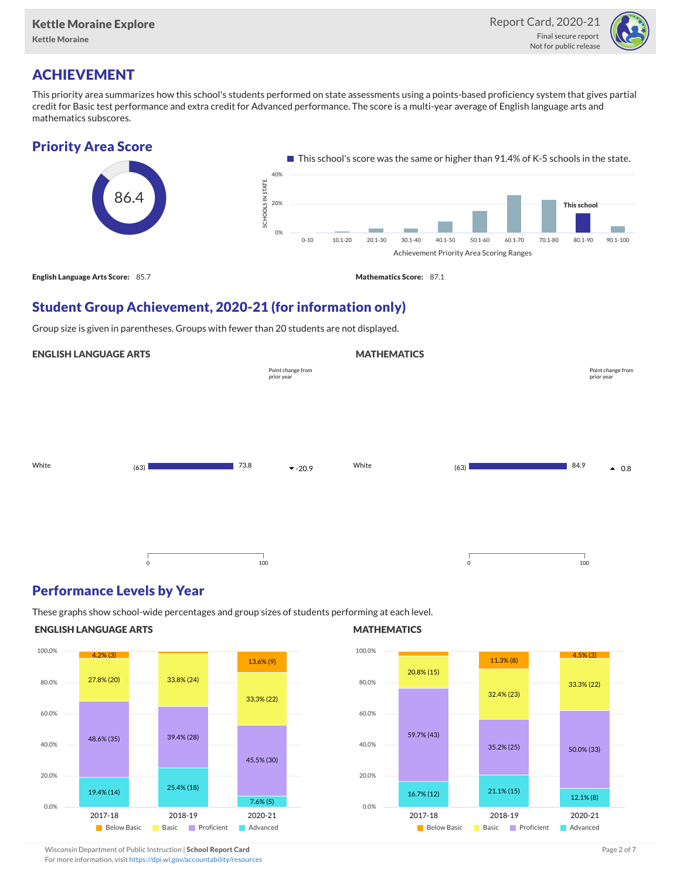Kettle Moraine Explore

Kettle Moraine

Report Card, 2020-21

Final secure report
Not for public release

# ACHIEVEMENT

This priority area summarizes how this school's students performed on state assessments using a points-based proficiency system that gives partial credit for Basic test performance and extra credit for Advanced performance. The score is a multi-year average of English language arts and mathematics subscores.

## Priority Area Score

86.4

This school's score was the same or higher than 91.4% of K-5 schools in the state.

Achievement Priority Area Scoring Ranges: 0-10, 10.1-20, 20.1-30, 30.1-40, 40.1-50, 50.1-60, 60.1-70, 70.1-80, 80.1-90 (This school), 90.1-100

**English Language Arts Score:** 85.7

**Mathematics Score:** 87.1

## Student Group Achievement, 2020-21 (for information only)

Group size is given in parentheses. Groups with fewer than 20 students are not displayed.

### ENGLISH LANGUAGE ARTS

| Group | Size | Score | Point change from prior year |
|---|---|---|---|
| White | (63) | 73.8 | ▼ -20.9 |

### MATHEMATICS

| Group | Size | Score | Point change from prior year |
|---|---|---|---|
| White | (63) | 84.9 | ▲ 0.8 |

## Performance Levels by Year

These graphs show school-wide percentages and group sizes of students performing at each level.

### ENGLISH LANGUAGE ARTS

| Level | 2017-18 | 2018-19 | 2020-21 |
|---|---|---|---|
| Below Basic | 4.2% (3) | | 13.6% (9) |
| Basic | 27.8% (20) | 33.8% (24) | 33.3% (22) |
| Proficient | 48.6% (35) | 39.4% (28) | 45.5% (30) |
| Advanced | 19.4% (14) | 25.4% (18) | 7.6% (5) |

### MATHEMATICS

| Level | 2017-18 | 2018-19 | 2020-21 |
|---|---|---|---|
| Below Basic | | 11.3% (8) | 4.5% (3) |
| Basic | 20.8% (15) | 32.4% (23) | 33.3% (22) |
| Proficient | 59.7% (43) | 35.2% (25) | 50.0% (33) |
| Advanced | 16.7% (12) | 21.1% (15) | 12.1% (8) |

Wisconsin Department of Public Instruction | **School Report Card**
For more information, visit https://dpi.wi.gov/accountability/resources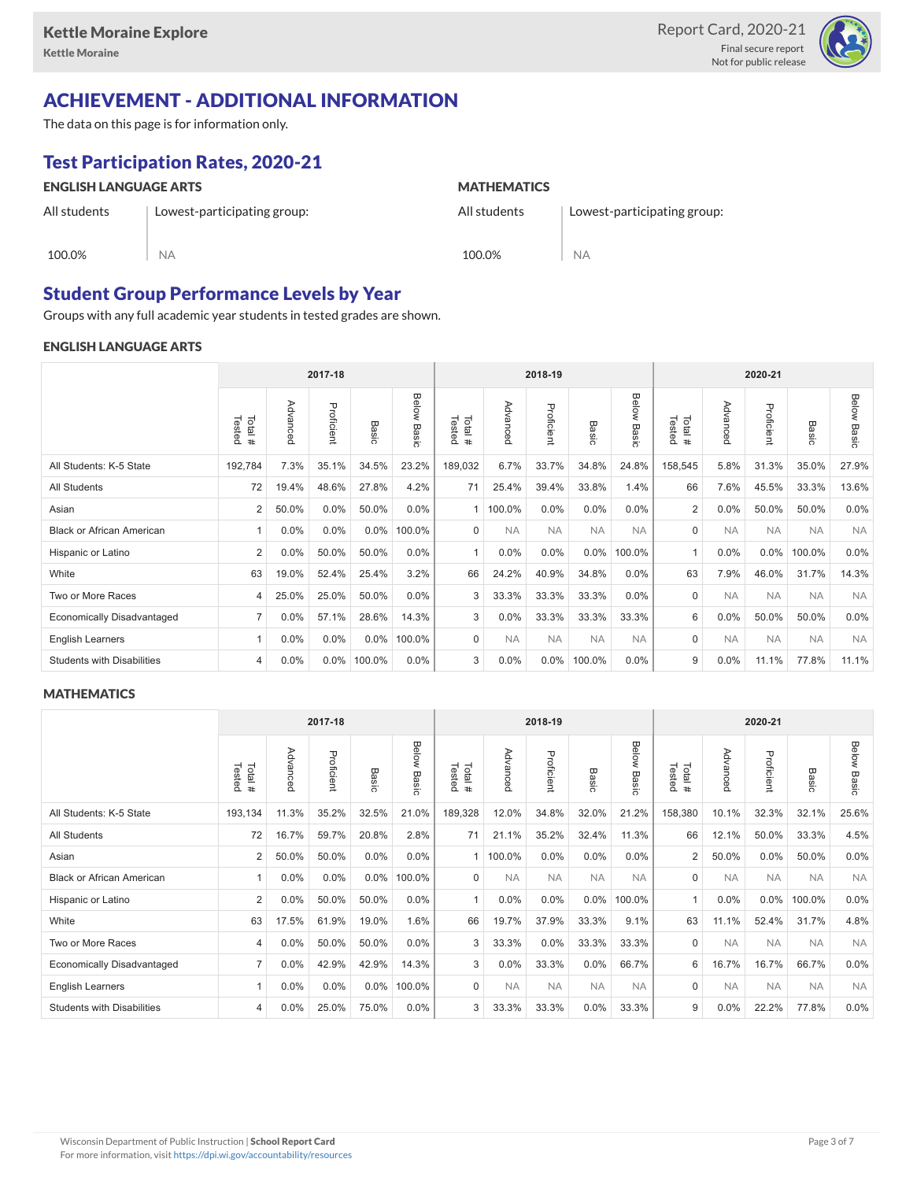## ACHIEVEMENT - ADDITIONAL INFORMATION

The data on this page is for information only.

### Test Participation Rates, 2020-21

**ENGLISH LANGUAGE ARTS**

| All students | Lowest-participating group: |
|---|---|
| 100.0% | NA |

**MATHEMATICS**

| All students | Lowest-participating group: |
|---|---|
| 100.0% | NA |

### Student Group Performance Levels by Year

Groups with any full academic year students in tested grades are shown.

#### ENGLISH LANGUAGE ARTS

| | 2017-18 | | | | | 2018-19 | | | | | 2020-21 | | | | |
|---|---|---|---|---|---|---|---|---|---|---|---|---|---|---|---|
| | Total # Tested | Advanced | Proficient | Basic | Below Basic | Total # Tested | Advanced | Proficient | Basic | Below Basic | Total # Tested | Advanced | Proficient | Basic | Below Basic |
| All Students: K-5 State | 192,784 | 7.3% | 35.1% | 34.5% | 23.2% | 189,032 | 6.7% | 33.7% | 34.8% | 24.8% | 158,545 | 5.8% | 31.3% | 35.0% | 27.9% |
| All Students | 72 | 19.4% | 48.6% | 27.8% | 4.2% | 71 | 25.4% | 39.4% | 33.8% | 1.4% | 66 | 7.6% | 45.5% | 33.3% | 13.6% |
| Asian | 2 | 50.0% | 0.0% | 50.0% | 0.0% | 1 | 100.0% | 0.0% | 0.0% | 0.0% | 2 | 0.0% | 50.0% | 50.0% | 0.0% |
| Black or African American | 1 | 0.0% | 0.0% | 0.0% | 100.0% | 0 | NA | NA | NA | NA | 0 | NA | NA | NA | NA |
| Hispanic or Latino | 2 | 0.0% | 50.0% | 50.0% | 0.0% | 1 | 0.0% | 0.0% | 0.0% | 100.0% | 1 | 0.0% | 0.0% | 100.0% | 0.0% |
| White | 63 | 19.0% | 52.4% | 25.4% | 3.2% | 66 | 24.2% | 40.9% | 34.8% | 0.0% | 63 | 7.9% | 46.0% | 31.7% | 14.3% |
| Two or More Races | 4 | 25.0% | 25.0% | 50.0% | 0.0% | 3 | 33.3% | 33.3% | 33.3% | 0.0% | 0 | NA | NA | NA | NA |
| Economically Disadvantaged | 7 | 0.0% | 57.1% | 28.6% | 14.3% | 3 | 0.0% | 33.3% | 33.3% | 33.3% | 6 | 0.0% | 50.0% | 50.0% | 0.0% |
| English Learners | 1 | 0.0% | 0.0% | 0.0% | 100.0% | 0 | NA | NA | NA | NA | 0 | NA | NA | NA | NA |
| Students with Disabilities | 4 | 0.0% | 0.0% | 100.0% | 0.0% | 3 | 0.0% | 0.0% | 100.0% | 0.0% | 9 | 0.0% | 11.1% | 77.8% | 11.1% |

#### MATHEMATICS

| | 2017-18 | | | | | 2018-19 | | | | | 2020-21 | | | | |
|---|---|---|---|---|---|---|---|---|---|---|---|---|---|---|---|
| | Total # Tested | Advanced | Proficient | Basic | Below Basic | Total # Tested | Advanced | Proficient | Basic | Below Basic | Total # Tested | Advanced | Proficient | Basic | Below Basic |
| All Students: K-5 State | 193,134 | 11.3% | 35.2% | 32.5% | 21.0% | 189,328 | 12.0% | 34.8% | 32.0% | 21.2% | 158,380 | 10.1% | 32.3% | 32.1% | 25.6% |
| All Students | 72 | 16.7% | 59.7% | 20.8% | 2.8% | 71 | 21.1% | 35.2% | 32.4% | 11.3% | 66 | 12.1% | 50.0% | 33.3% | 4.5% |
| Asian | 2 | 50.0% | 50.0% | 0.0% | 0.0% | 1 | 100.0% | 0.0% | 0.0% | 0.0% | 2 | 50.0% | 0.0% | 50.0% | 0.0% |
| Black or African American | 1 | 0.0% | 0.0% | 0.0% | 100.0% | 0 | NA | NA | NA | NA | 0 | NA | NA | NA | NA |
| Hispanic or Latino | 2 | 0.0% | 50.0% | 50.0% | 0.0% | 1 | 0.0% | 0.0% | 0.0% | 100.0% | 1 | 0.0% | 0.0% | 100.0% | 0.0% |
| White | 63 | 17.5% | 61.9% | 19.0% | 1.6% | 66 | 19.7% | 37.9% | 33.3% | 9.1% | 63 | 11.1% | 52.4% | 31.7% | 4.8% |
| Two or More Races | 4 | 0.0% | 50.0% | 50.0% | 0.0% | 3 | 33.3% | 0.0% | 33.3% | 33.3% | 0 | NA | NA | NA | NA |
| Economically Disadvantaged | 7 | 0.0% | 42.9% | 42.9% | 14.3% | 3 | 0.0% | 33.3% | 0.0% | 66.7% | 6 | 16.7% | 16.7% | 66.7% | 0.0% |
| English Learners | 1 | 0.0% | 0.0% | 0.0% | 100.0% | 0 | NA | NA | NA | NA | 0 | NA | NA | NA | NA |
| Students with Disabilities | 4 | 0.0% | 25.0% | 75.0% | 0.0% | 3 | 33.3% | 33.3% | 0.0% | 33.3% | 9 | 0.0% | 22.2% | 77.8% | 0.0% |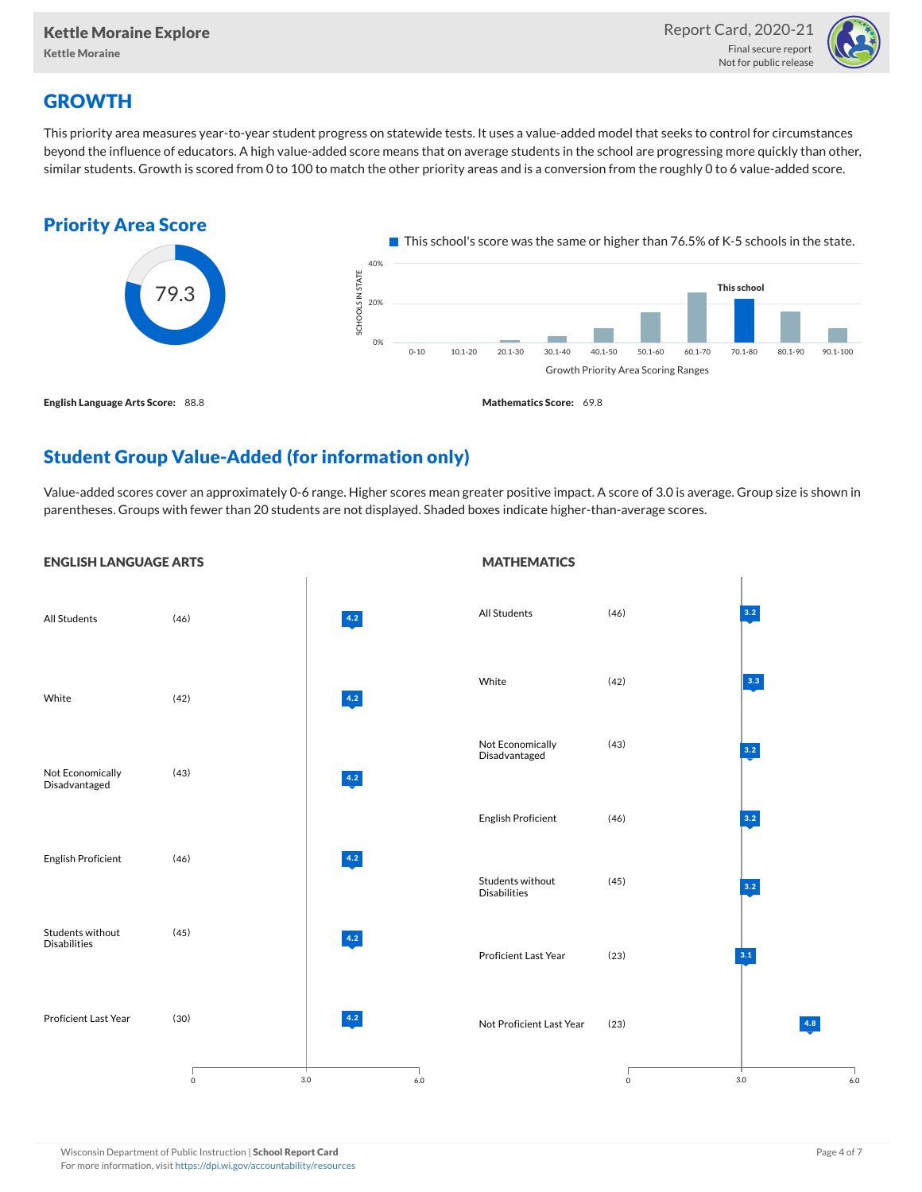## GROWTH

This priority area measures year-to-year student progress on statewide tests. It uses a value-added model that seeks to control for circumstances beyond the influence of educators. A high value-added score means that on average students in the school are progressing more quickly than other, similar students. Growth is scored from 0 to 100 to match the other priority areas and is a conversion from the roughly 0 to 6 value-added score.

### Priority Area Score

79.3

This school's score was the same or higher than 76.5% of K-5 schools in the state.

**English Language Arts Score:** 88.8

**Mathematics Score:** 69.8

### Student Group Value-Added (for information only)

Value-added scores cover an approximately 0-6 range. Higher scores mean greater positive impact. A score of 3.0 is average. Group size is shown in parentheses. Groups with fewer than 20 students are not displayed. Shaded boxes indicate higher-than-average scores.

**ENGLISH LANGUAGE ARTS**

| Group | Size | Value-Added |
|---|---|---|
| All Students | (46) | 4.2 |
| White | (42) | 4.2 |
| Not Economically Disadvantaged | (43) | 4.2 |
| English Proficient | (46) | 4.2 |
| Students without Disabilities | (45) | 4.2 |
| Proficient Last Year | (30) | 4.2 |

**MATHEMATICS**

| Group | Size | Value-Added |
|---|---|---|
| All Students | (46) | 3.2 |
| White | (42) | 3.3 |
| Not Economically Disadvantaged | (43) | 3.2 |
| English Proficient | (46) | 3.2 |
| Students without Disabilities | (45) | 3.2 |
| Proficient Last Year | (23) | 3.1 |
| Not Proficient Last Year | (23) | 4.8 |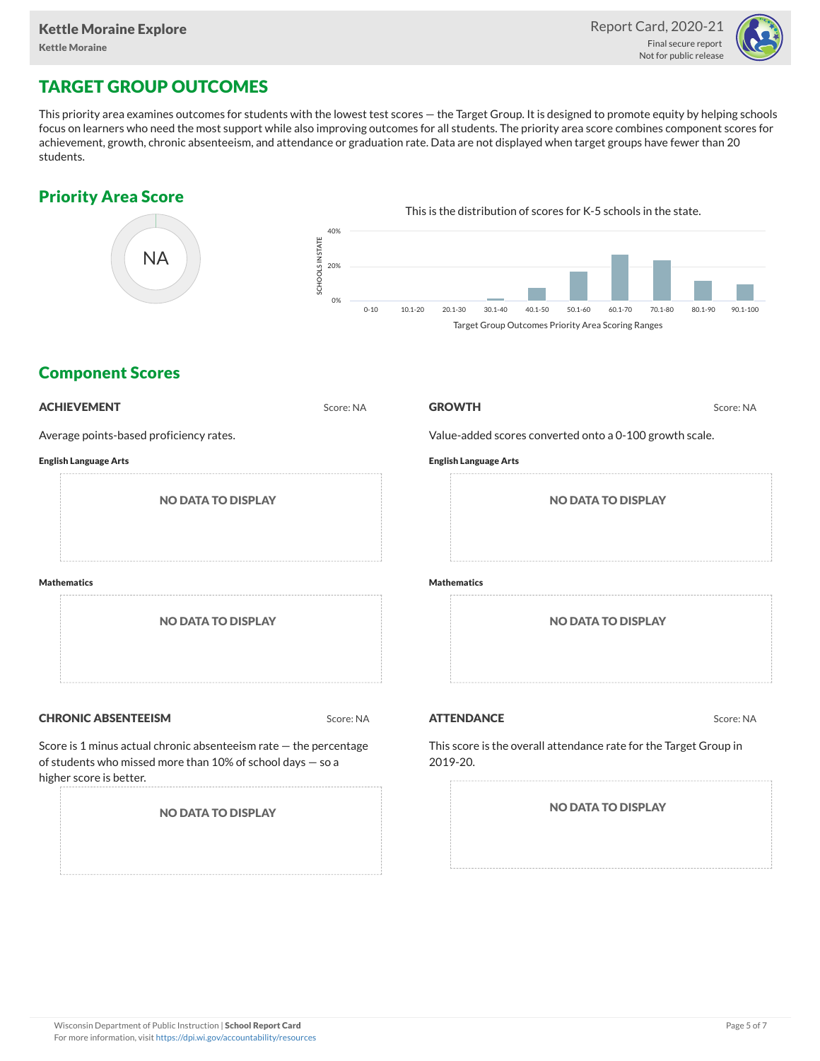# TARGET GROUP OUTCOMES

This priority area examines outcomes for students with the lowest test scores — the Target Group. It is designed to promote equity by helping schools focus on learners who need the most support while also improving outcomes for all students. The priority area score combines component scores for achievement, growth, chronic absenteeism, and attendance or graduation rate. Data are not displayed when target groups have fewer than 20 students.

## Priority Area Score

NA

This is the distribution of scores for K-5 schools in the state.

SCHOOLS IN STATE: 0%, 20%, 40%

0-10, 10.1-20, 20.1-30, 30.1-40, 40.1-50, 50.1-60, 60.1-70, 70.1-80, 80.1-90, 90.1-100

Target Group Outcomes Priority Area Scoring Ranges

## Component Scores

### ACHIEVEMENT

Score: NA

Average points-based proficiency rates.

**English Language Arts**

NO DATA TO DISPLAY

**Mathematics**

NO DATA TO DISPLAY

### GROWTH

Score: NA

Value-added scores converted onto a 0-100 growth scale.

**English Language Arts**

NO DATA TO DISPLAY

**Mathematics**

NO DATA TO DISPLAY

### CHRONIC ABSENTEEISM

Score: NA

Score is 1 minus actual chronic absenteeism rate — the percentage of students who missed more than 10% of school days — so a higher score is better.

NO DATA TO DISPLAY

### ATTENDANCE

Score: NA

This score is the overall attendance rate for the Target Group in 2019-20.

NO DATA TO DISPLAY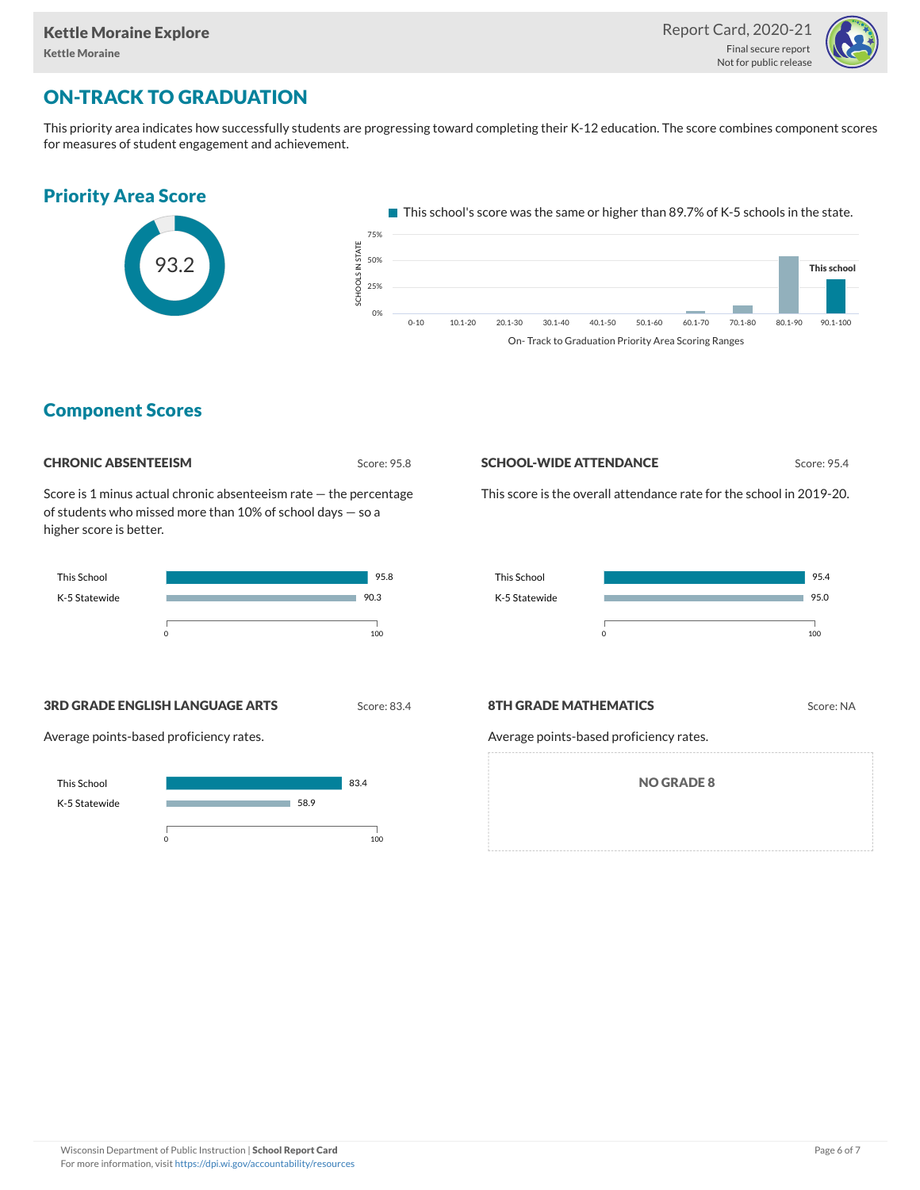# ON-TRACK TO GRADUATION

This priority area indicates how successfully students are progressing toward completing their K-12 education. The score combines component scores for measures of student engagement and achievement.

## Priority Area Score

93.2

This school's score was the same or higher than 89.7% of K-5 schools in the state.

## Component Scores

### CHRONIC ABSENTEEISM

Score: 95.8

Score is 1 minus actual chronic absenteeism rate — the percentage of students who missed more than 10% of school days — so a higher score is better.

| | Score |
|---|---|
| This School | 95.8 |
| K-5 Statewide | 90.3 |

### SCHOOL-WIDE ATTENDANCE

Score: 95.4

This score is the overall attendance rate for the school in 2019-20.

| | Score |
|---|---|
| This School | 95.4 |
| K-5 Statewide | 95.0 |

### 3RD GRADE ENGLISH LANGUAGE ARTS

Score: 83.4

Average points-based proficiency rates.

| | Score |
|---|---|
| This School | 83.4 |
| K-5 Statewide | 58.9 |

### 8TH GRADE MATHEMATICS

Score: NA

Average points-based proficiency rates.

NO GRADE 8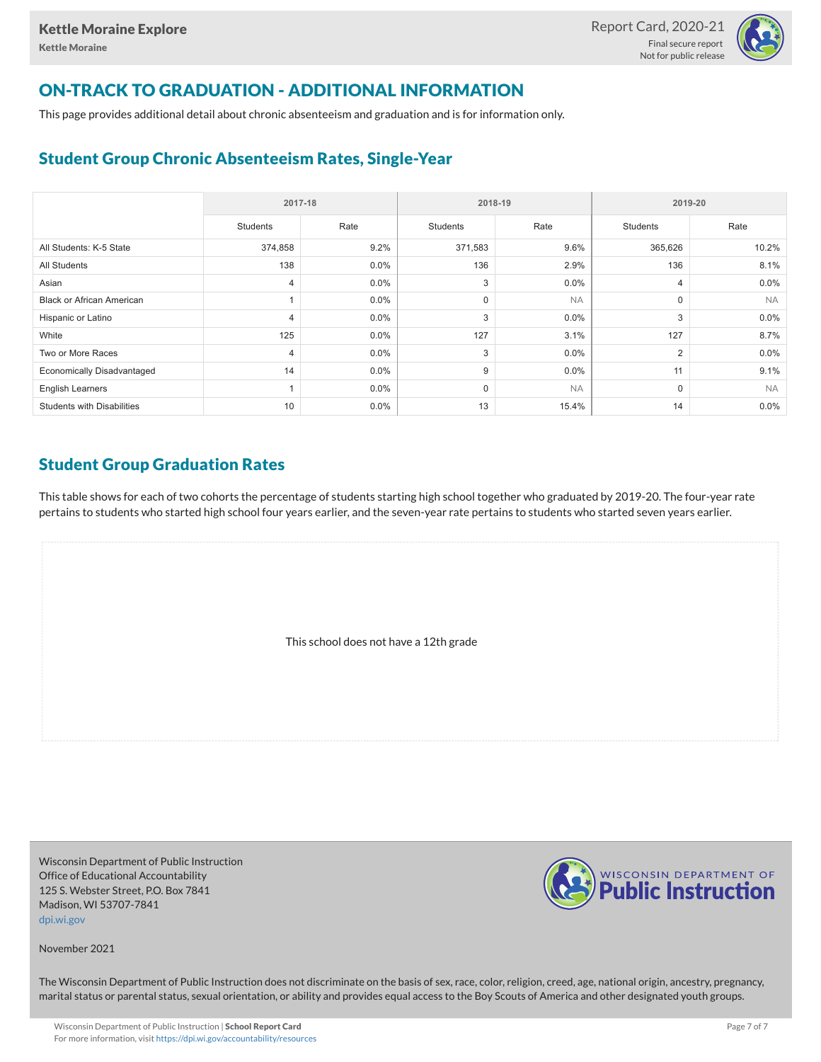## ON-TRACK TO GRADUATION - ADDITIONAL INFORMATION

This page provides additional detail about chronic absenteeism and graduation and is for information only.

### Student Group Chronic Absenteeism Rates, Single-Year

| | 2017-18 | | 2018-19 | | 2019-20 | |
|---|---|---|---|---|---|---|
| | Students | Rate | Students | Rate | Students | Rate |
| All Students: K-5 State | 374,858 | 9.2% | 371,583 | 9.6% | 365,626 | 10.2% |
| All Students | 138 | 0.0% | 136 | 2.9% | 136 | 8.1% |
| Asian | 4 | 0.0% | 3 | 0.0% | 4 | 0.0% |
| Black or African American | 1 | 0.0% | 0 | NA | 0 | NA |
| Hispanic or Latino | 4 | 0.0% | 3 | 0.0% | 3 | 0.0% |
| White | 125 | 0.0% | 127 | 3.1% | 127 | 8.7% |
| Two or More Races | 4 | 0.0% | 3 | 0.0% | 2 | 0.0% |
| Economically Disadvantaged | 14 | 0.0% | 9 | 0.0% | 11 | 9.1% |
| English Learners | 1 | 0.0% | 0 | NA | 0 | NA |
| Students with Disabilities | 10 | 0.0% | 13 | 15.4% | 14 | 0.0% |

### Student Group Graduation Rates

This table shows for each of two cohorts the percentage of students starting high school together who graduated by 2019-20. The four-year rate pertains to students who started high school four years earlier, and the seven-year rate pertains to students who started seven years earlier.

This school does not have a 12th grade

Wisconsin Department of Public Instruction
Office of Educational Accountability
125 S. Webster Street, P.O. Box 7841
Madison, WI 53707-7841
dpi.wi.gov

November 2021

The Wisconsin Department of Public Instruction does not discriminate on the basis of sex, race, color, religion, creed, age, national origin, ancestry, pregnancy, marital status or parental status, sexual orientation, or ability and provides equal access to the Boy Scouts of America and other designated youth groups.